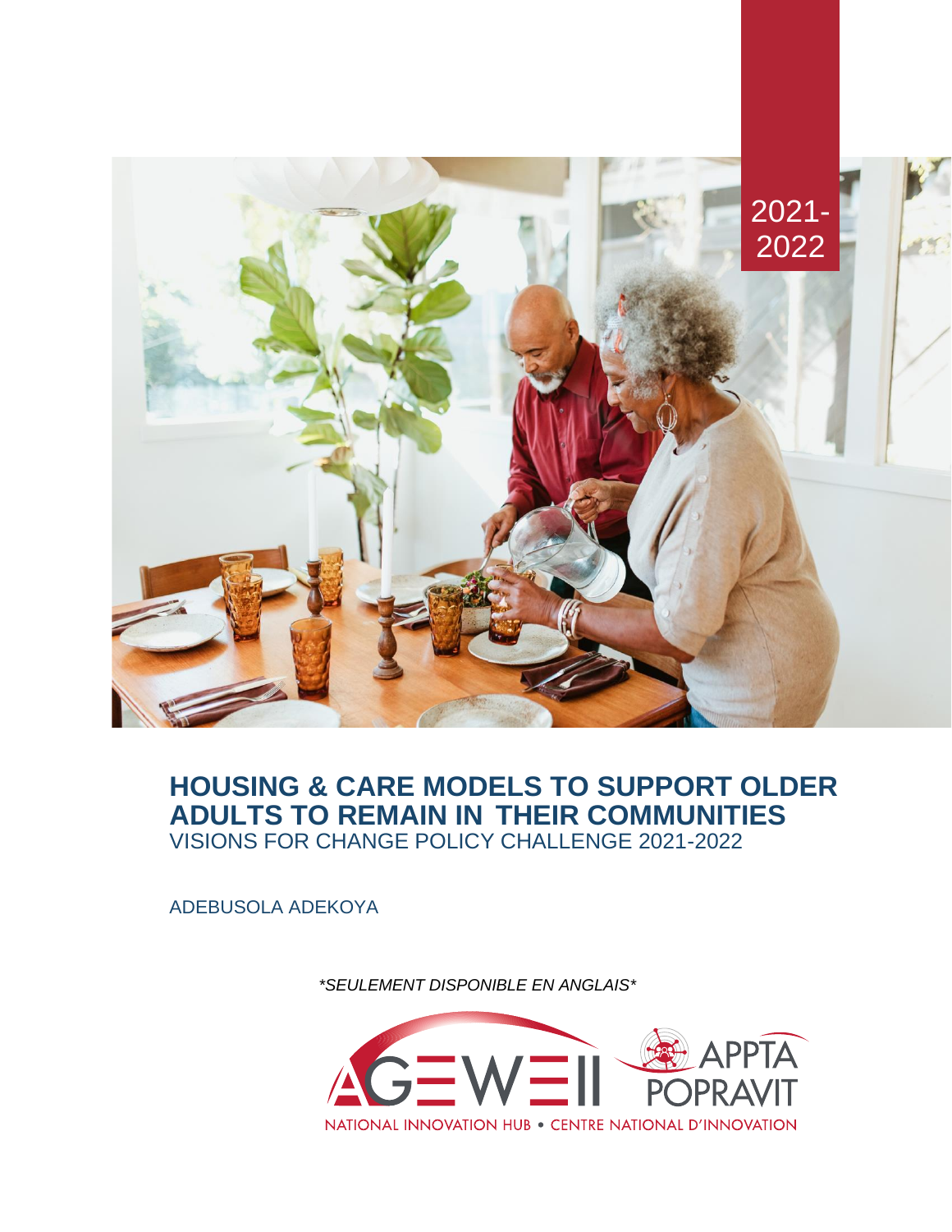2021-2022

# HOUSING & CARE MODELS TO SUPPORT OLDER ADULTS TO REMAIN IN THEIR COMMUNITIES

VISIONS FOR CHANGE POLICY CHALLENGE 2021-2022

ADEBUSOLA ADEKOYA

*\*SEULEMENT DISPONIBLE EN ANGLAIS\**

AGE-WELL APPTA POPRAVIT

NATIONAL INNOVATION HUB • CENTRE NATIONAL D'INNOVATION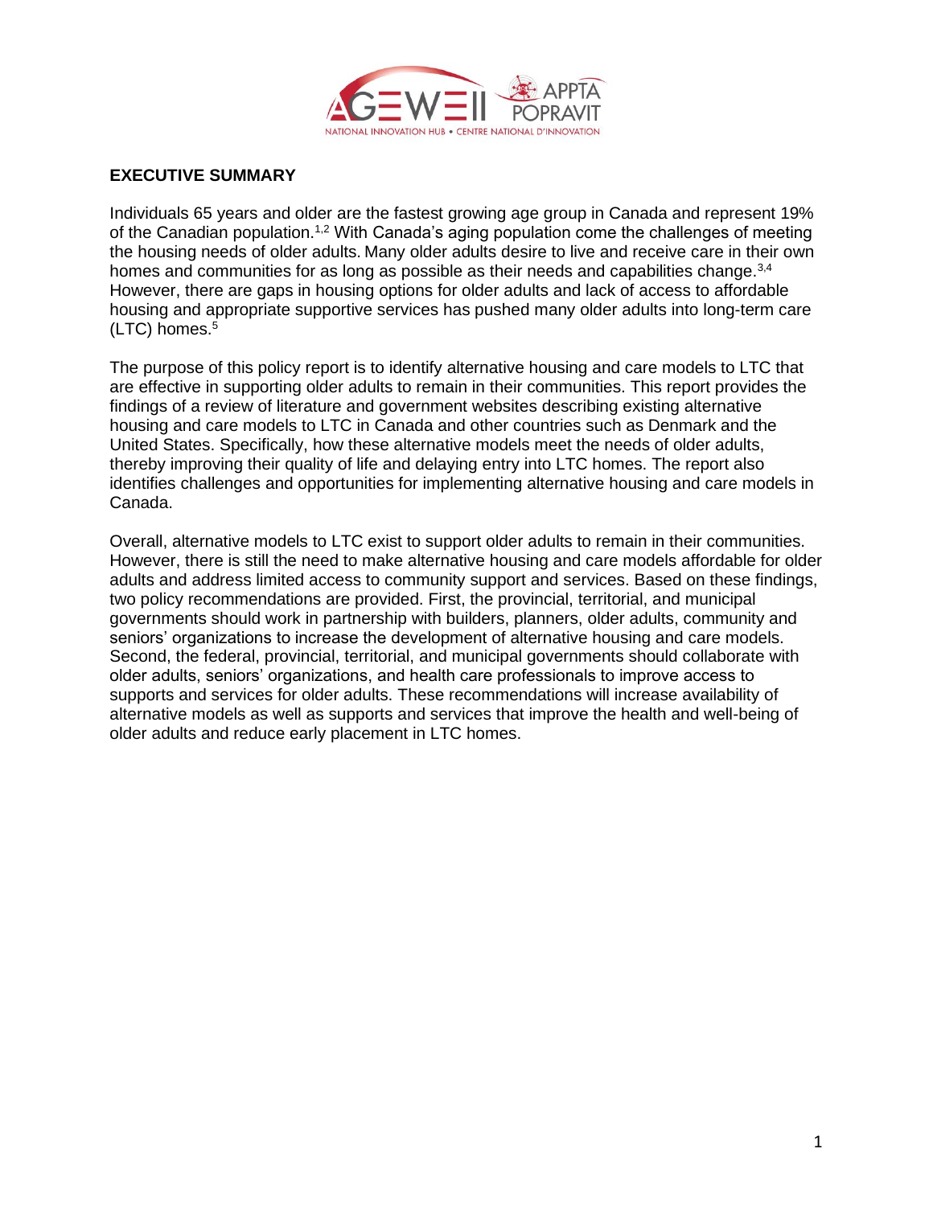## EXECUTIVE SUMMARY

Individuals 65 years and older are the fastest growing age group in Canada and represent 19% of the Canadian population.[1,2] With Canada's aging population come the challenges of meeting the housing needs of older adults. Many older adults desire to live and receive care in their own homes and communities for as long as possible as their needs and capabilities change.[3,4] However, there are gaps in housing options for older adults and lack of access to affordable housing and appropriate supportive services has pushed many older adults into long-term care (LTC) homes.[5]

The purpose of this policy report is to identify alternative housing and care models to LTC that are effective in supporting older adults to remain in their communities. This report provides the findings of a review of literature and government websites describing existing alternative housing and care models to LTC in Canada and other countries such as Denmark and the United States. Specifically, how these alternative models meet the needs of older adults, thereby improving their quality of life and delaying entry into LTC homes. The report also identifies challenges and opportunities for implementing alternative housing and care models in Canada.

Overall, alternative models to LTC exist to support older adults to remain in their communities. However, there is still the need to make alternative housing and care models affordable for older adults and address limited access to community support and services. Based on these findings, two policy recommendations are provided. First, the provincial, territorial, and municipal governments should work in partnership with builders, planners, older adults, community and seniors' organizations to increase the development of alternative housing and care models. Second, the federal, provincial, territorial, and municipal governments should collaborate with older adults, seniors' organizations, and health care professionals to improve access to supports and services for older adults. These recommendations will increase availability of alternative models as well as supports and services that improve the health and well-being of older adults and reduce early placement in LTC homes.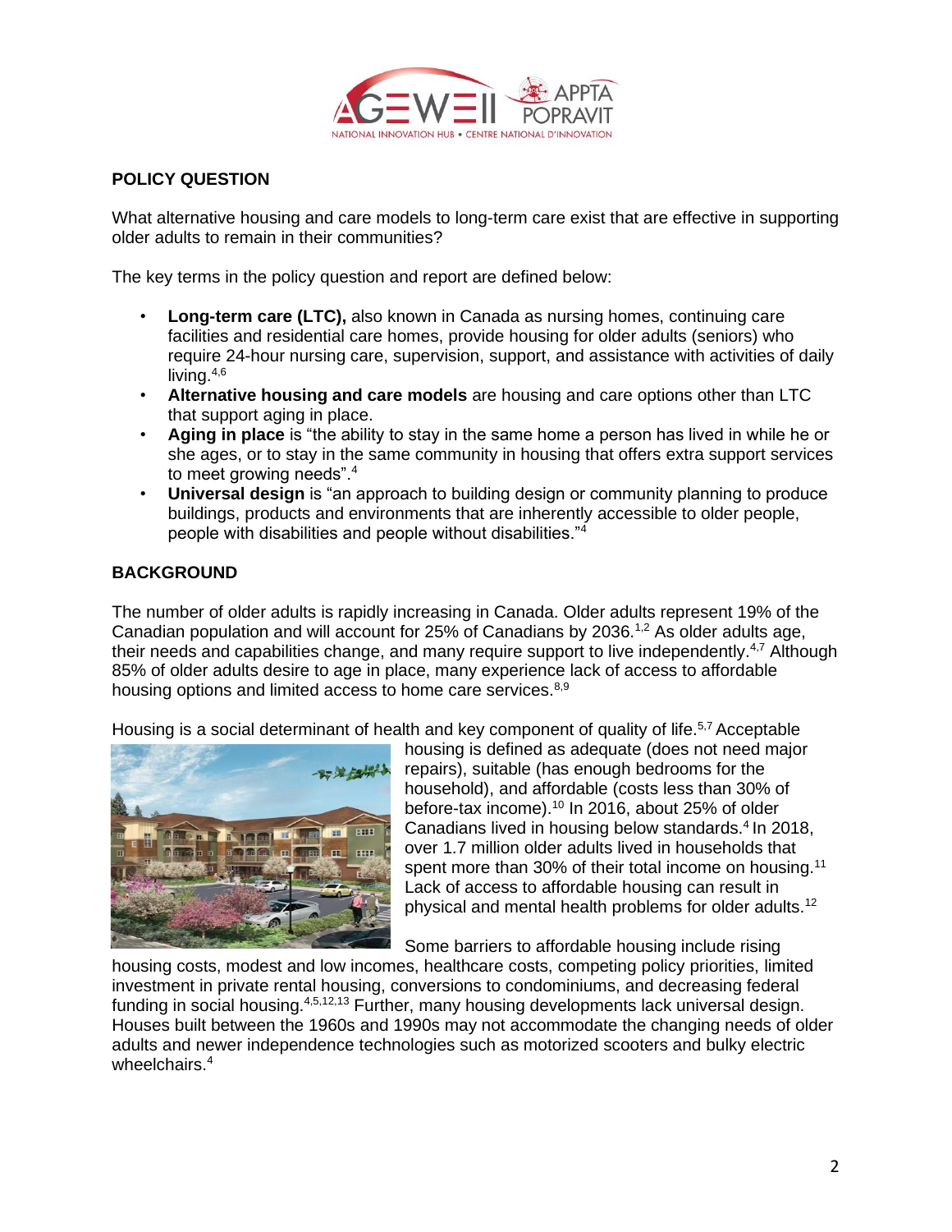## POLICY QUESTION

What alternative housing and care models to long-term care exist that are effective in supporting older adults to remain in their communities?

The key terms in the policy question and report are defined below:

- **Long-term care (LTC),** also known in Canada as nursing homes, continuing care facilities and residential care homes, provide housing for older adults (seniors) who require 24-hour nursing care, supervision, support, and assistance with activities of daily living.[4,6]
- **Alternative housing and care models** are housing and care options other than LTC that support aging in place.
- **Aging in place** is "the ability to stay in the same home a person has lived in while he or she ages, or to stay in the same community in housing that offers extra support services to meet growing needs".[4]
- **Universal design** is "an approach to building design or community planning to produce buildings, products and environments that are inherently accessible to older people, people with disabilities and people without disabilities."[4]

## BACKGROUND

The number of older adults is rapidly increasing in Canada. Older adults represent 19% of the Canadian population and will account for 25% of Canadians by 2036.[1,2] As older adults age, their needs and capabilities change, and many require support to live independently.[4,7] Although 85% of older adults desire to age in place, many experience lack of access to affordable housing options and limited access to home care services.[8,9]

Housing is a social determinant of health and key component of quality of life.[5,7] Acceptable housing is defined as adequate (does not need major repairs), suitable (has enough bedrooms for the household), and affordable (costs less than 30% of before-tax income).[10] In 2016, about 25% of older Canadians lived in housing below standards.[4] In 2018, over 1.7 million older adults lived in households that spent more than 30% of their total income on housing.[11] Lack of access to affordable housing can result in physical and mental health problems for older adults.[12]

Some barriers to affordable housing include rising housing costs, modest and low incomes, healthcare costs, competing policy priorities, limited investment in private rental housing, conversions to condominiums, and decreasing federal funding in social housing.[4,5,12,13] Further, many housing developments lack universal design. Houses built between the 1960s and 1990s may not accommodate the changing needs of older adults and newer independence technologies such as motorized scooters and bulky electric wheelchairs.[4]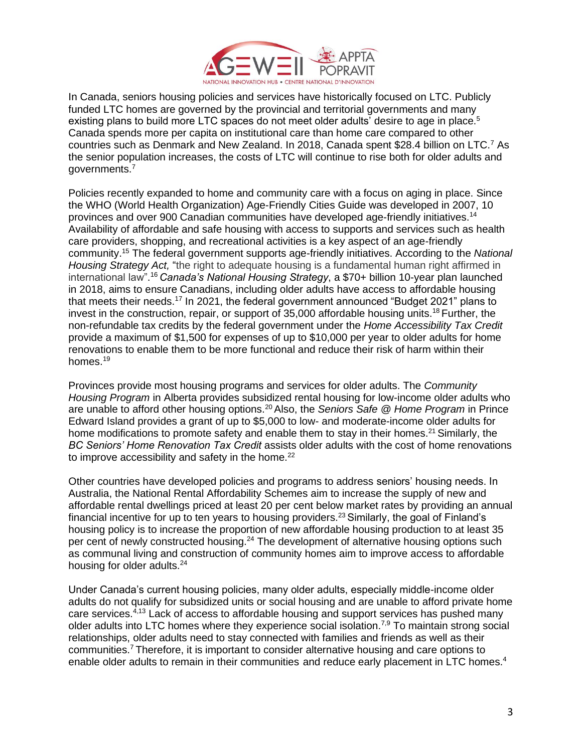In Canada, seniors housing policies and services have historically focused on LTC. Publicly funded LTC homes are governed by the provincial and territorial governments and many existing plans to build more LTC spaces do not meet older adults' desire to age in place.[5] Canada spends more per capita on institutional care than home care compared to other countries such as Denmark and New Zealand. In 2018, Canada spent $28.4 billion on LTC.[7] As the senior population increases, the costs of LTC will continue to rise both for older adults and governments.[7]

Policies recently expanded to home and community care with a focus on aging in place. Since the WHO (World Health Organization) Age-Friendly Cities Guide was developed in 2007, 10 provinces and over 900 Canadian communities have developed age-friendly initiatives.[14] Availability of affordable and safe housing with access to supports and services such as health care providers, shopping, and recreational activities is a key aspect of an age-friendly community.[15] The federal government supports age-friendly initiatives. According to the *National Housing Strategy Act,* "the right to adequate housing is a fundamental human right affirmed in international law".[16] *Canada's National Housing Strategy*, a $70+ billion 10-year plan launched in 2018, aims to ensure Canadians, including older adults have access to affordable housing that meets their needs.[17] In 2021, the federal government announced "Budget 2021" plans to invest in the construction, repair, or support of 35,000 affordable housing units.[18] Further, the non-refundable tax credits by the federal government under the *Home Accessibility Tax Credit* provide a maximum of $1,500 for expenses of up to $10,000 per year to older adults for home renovations to enable them to be more functional and reduce their risk of harm within their homes.[19]

Provinces provide most housing programs and services for older adults. The *Community Housing Program* in Alberta provides subsidized rental housing for low-income older adults who are unable to afford other housing options.[20] Also, the *Seniors Safe @ Home Program* in Prince Edward Island provides a grant of up to $5,000 to low- and moderate-income older adults for home modifications to promote safety and enable them to stay in their homes.[21] Similarly, the *BC Seniors' Home Renovation Tax Credit* assists older adults with the cost of home renovations to improve accessibility and safety in the home.[22]

Other countries have developed policies and programs to address seniors' housing needs. In Australia, the National Rental Affordability Schemes aim to increase the supply of new and affordable rental dwellings priced at least 20 per cent below market rates by providing an annual financial incentive for up to ten years to housing providers.[23] Similarly, the goal of Finland's housing policy is to increase the proportion of new affordable housing production to at least 35 per cent of newly constructed housing.[24] The development of alternative housing options such as communal living and construction of community homes aim to improve access to affordable housing for older adults.[24]

Under Canada's current housing policies, many older adults, especially middle-income older adults do not qualify for subsidized units or social housing and are unable to afford private home care services.[4,13] Lack of access to affordable housing and support services has pushed many older adults into LTC homes where they experience social isolation.[7,9] To maintain strong social relationships, older adults need to stay connected with families and friends as well as their communities.[7] Therefore, it is important to consider alternative housing and care options to enable older adults to remain in their communities and reduce early placement in LTC homes.[4]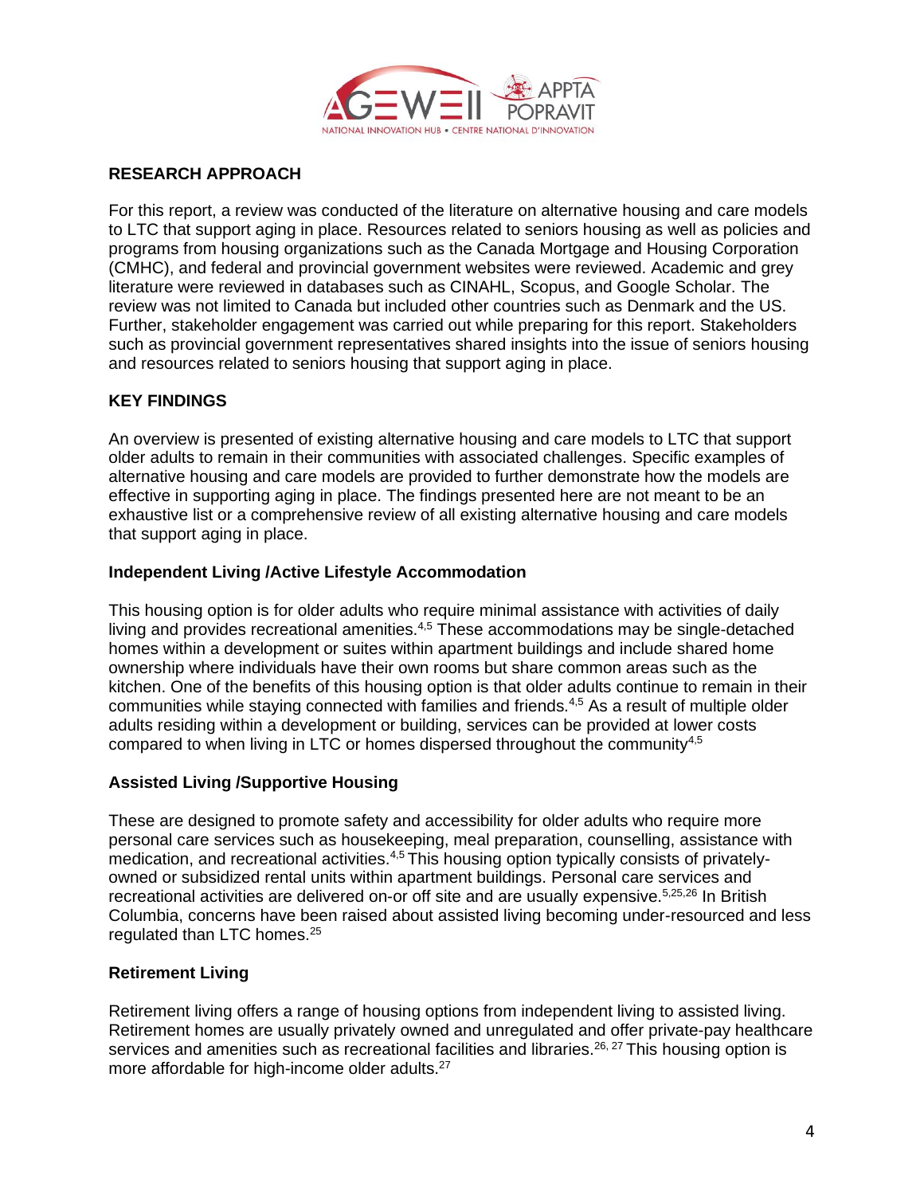## RESEARCH APPROACH

For this report, a review was conducted of the literature on alternative housing and care models to LTC that support aging in place. Resources related to seniors housing as well as policies and programs from housing organizations such as the Canada Mortgage and Housing Corporation (CMHC), and federal and provincial government websites were reviewed. Academic and grey literature were reviewed in databases such as CINAHL, Scopus, and Google Scholar. The review was not limited to Canada but included other countries such as Denmark and the US. Further, stakeholder engagement was carried out while preparing for this report. Stakeholders such as provincial government representatives shared insights into the issue of seniors housing and resources related to seniors housing that support aging in place.

## KEY FINDINGS

An overview is presented of existing alternative housing and care models to LTC that support older adults to remain in their communities with associated challenges. Specific examples of alternative housing and care models are provided to further demonstrate how the models are effective in supporting aging in place. The findings presented here are not meant to be an exhaustive list or a comprehensive review of all existing alternative housing and care models that support aging in place.

### Independent Living /Active Lifestyle Accommodation

This housing option is for older adults who require minimal assistance with activities of daily living and provides recreational amenities.[4,5] These accommodations may be single-detached homes within a development or suites within apartment buildings and include shared home ownership where individuals have their own rooms but share common areas such as the kitchen. One of the benefits of this housing option is that older adults continue to remain in their communities while staying connected with families and friends.[4,5] As a result of multiple older adults residing within a development or building, services can be provided at lower costs compared to when living in LTC or homes dispersed throughout the community[4,5]

### Assisted Living /Supportive Housing

These are designed to promote safety and accessibility for older adults who require more personal care services such as housekeeping, meal preparation, counselling, assistance with medication, and recreational activities.[4,5] This housing option typically consists of privately-owned or subsidized rental units within apartment buildings. Personal care services and recreational activities are delivered on-or off site and are usually expensive.[5,25,26] In British Columbia, concerns have been raised about assisted living becoming under-resourced and less regulated than LTC homes.[25]

### Retirement Living

Retirement living offers a range of housing options from independent living to assisted living. Retirement homes are usually privately owned and unregulated and offer private-pay healthcare services and amenities such as recreational facilities and libraries.[26, 27] This housing option is more affordable for high-income older adults.[27]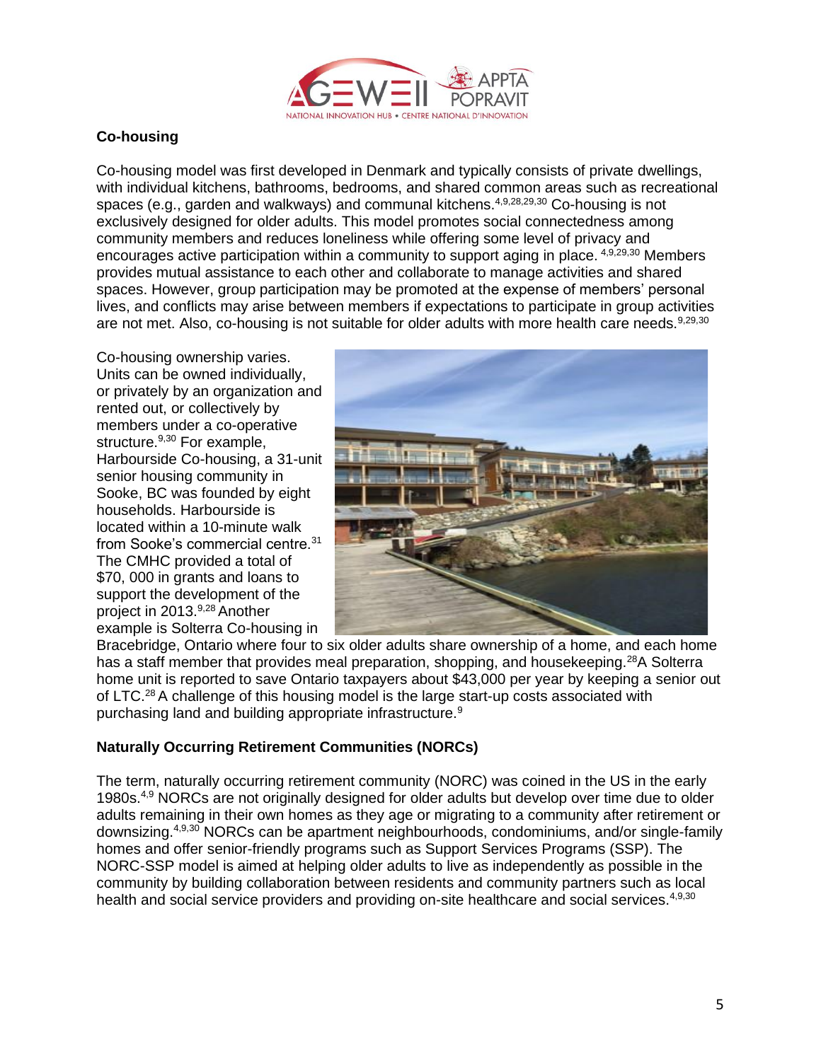## Co-housing

Co-housing model was first developed in Denmark and typically consists of private dwellings, with individual kitchens, bathrooms, bedrooms, and shared common areas such as recreational spaces (e.g., garden and walkways) and communal kitchens.[4,9,28,29,30] Co-housing is not exclusively designed for older adults. This model promotes social connectedness among community members and reduces loneliness while offering some level of privacy and encourages active participation within a community to support aging in place. [4,9,29,30] Members provides mutual assistance to each other and collaborate to manage activities and shared spaces. However, group participation may be promoted at the expense of members' personal lives, and conflicts may arise between members if expectations to participate in group activities are not met. Also, co-housing is not suitable for older adults with more health care needs.[9,29,30]

Co-housing ownership varies. Units can be owned individually, or privately by an organization and rented out, or collectively by members under a co-operative structure.[9,30] For example, Harbourside Co-housing, a 31-unit senior housing community in Sooke, BC was founded by eight households. Harbourside is located within a 10-minute walk from Sooke's commercial centre.[31] The CMHC provided a total of $70, 000 in grants and loans to support the development of the project in 2013.[9,28] Another example is Solterra Co-housing in Bracebridge, Ontario where four to six older adults share ownership of a home, and each home has a staff member that provides meal preparation, shopping, and housekeeping.[28]A Solterra home unit is reported to save Ontario taxpayers about $43,000 per year by keeping a senior out of LTC.[28] A challenge of this housing model is the large start-up costs associated with purchasing land and building appropriate infrastructure.[9]

## Naturally Occurring Retirement Communities (NORCs)

The term, naturally occurring retirement community (NORC) was coined in the US in the early 1980s.[4,9] NORCs are not originally designed for older adults but develop over time due to older adults remaining in their own homes as they age or migrating to a community after retirement or downsizing.[4,9,30] NORCs can be apartment neighbourhoods, condominiums, and/or single-family homes and offer senior-friendly programs such as Support Services Programs (SSP). The NORC-SSP model is aimed at helping older adults to live as independently as possible in the community by building collaboration between residents and community partners such as local health and social service providers and providing on-site healthcare and social services.[4,9,30]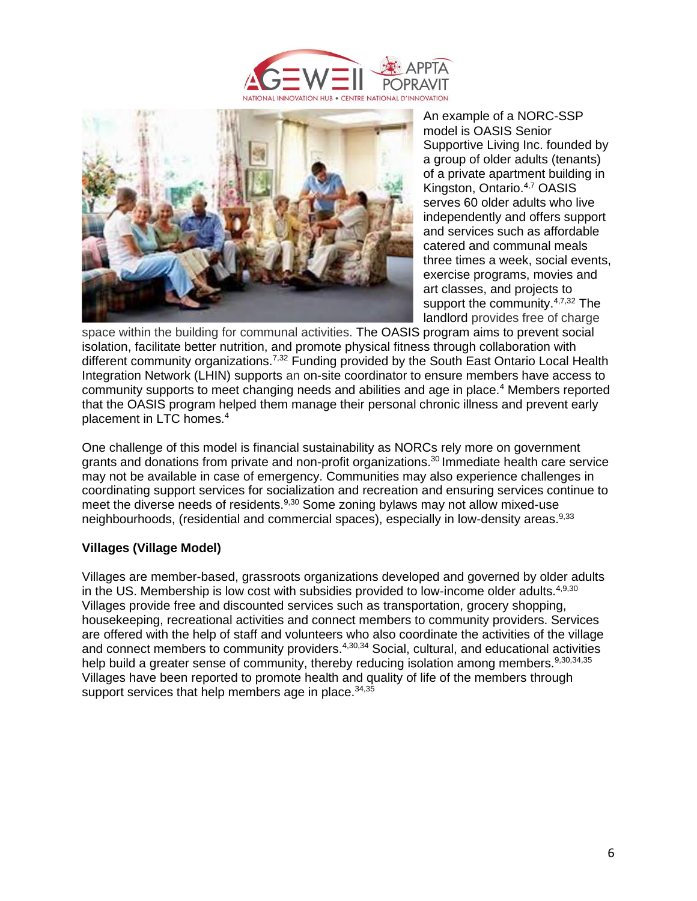An example of a NORC-SSP model is OASIS Senior Supportive Living Inc. founded by a group of older adults (tenants) of a private apartment building in Kingston, Ontario.[4,7] OASIS serves 60 older adults who live independently and offers support and services such as affordable catered and communal meals three times a week, social events, exercise programs, movies and art classes, and projects to support the community.[4,7,32] The landlord provides free of charge space within the building for communal activities. The OASIS program aims to prevent social isolation, facilitate better nutrition, and promote physical fitness through collaboration with different community organizations.[7,32] Funding provided by the South East Ontario Local Health Integration Network (LHIN) supports an on-site coordinator to ensure members have access to community supports to meet changing needs and abilities and age in place.[4] Members reported that the OASIS program helped them manage their personal chronic illness and prevent early placement in LTC homes.[4]

One challenge of this model is financial sustainability as NORCs rely more on government grants and donations from private and non-profit organizations.[30] Immediate health care service may not be available in case of emergency. Communities may also experience challenges in coordinating support services for socialization and recreation and ensuring services continue to meet the diverse needs of residents.[9,30] Some zoning bylaws may not allow mixed-use neighbourhoods, (residential and commercial spaces), especially in low-density areas.[9,33]

### Villages (Village Model)

Villages are member-based, grassroots organizations developed and governed by older adults in the US. Membership is low cost with subsidies provided to low-income older adults.[4,9,30] Villages provide free and discounted services such as transportation, grocery shopping, housekeeping, recreational activities and connect members to community providers. Services are offered with the help of staff and volunteers who also coordinate the activities of the village and connect members to community providers.[4,30,34] Social, cultural, and educational activities help build a greater sense of community, thereby reducing isolation among members.[9,30,34,35] Villages have been reported to promote health and quality of life of the members through support services that help members age in place.[34,35]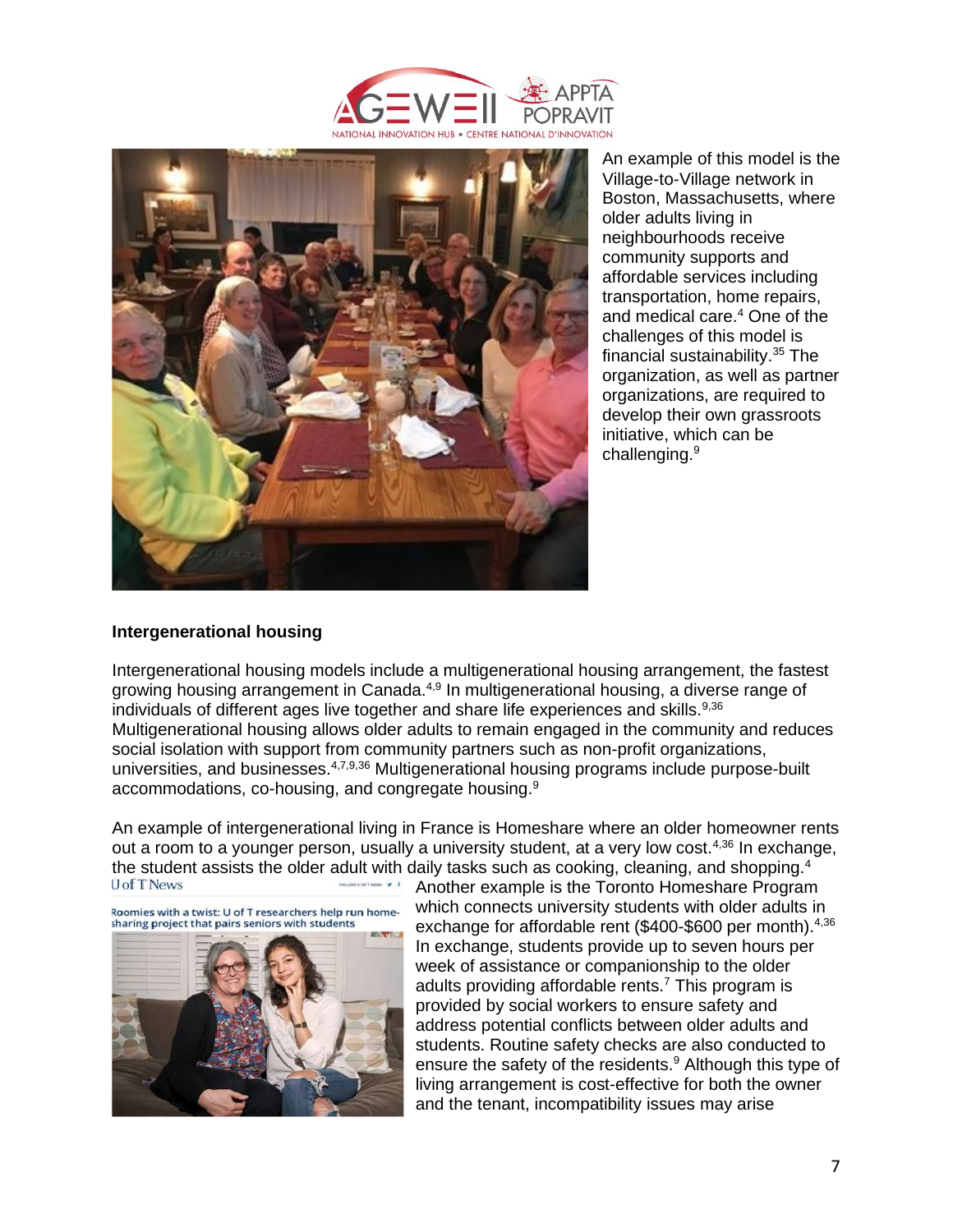An example of this model is the Village-to-Village network in Boston, Massachusetts, where older adults living in neighbourhoods receive community supports and affordable services including transportation, home repairs, and medical care.[4] One of the challenges of this model is financial sustainability.[35] The organization, as well as partner organizations, are required to develop their own grassroots initiative, which can be challenging.[9]

### Intergenerational housing

Intergenerational housing models include a multigenerational housing arrangement, the fastest growing housing arrangement in Canada.[4,9] In multigenerational housing, a diverse range of individuals of different ages live together and share life experiences and skills.[9,36] Multigenerational housing allows older adults to remain engaged in the community and reduces social isolation with support from community partners such as non-profit organizations, universities, and businesses.[4,7,9,36] Multigenerational housing programs include purpose-built accommodations, co-housing, and congregate housing.[9]

An example of intergenerational living in France is Homeshare where an older homeowner rents out a room to a younger person, usually a university student, at a very low cost.[4,36] In exchange, the student assists the older adult with daily tasks such as cooking, cleaning, and shopping.[4] Another example is the Toronto Homeshare Program which connects university students with older adults in exchange for affordable rent ($400-$600 per month).[4,36] In exchange, students provide up to seven hours per week of assistance or companionship to the older adults providing affordable rents.[7] This program is provided by social workers to ensure safety and address potential conflicts between older adults and students. Routine safety checks are also conducted to ensure the safety of the residents.[9] Although this type of living arrangement is cost-effective for both the owner and the tenant, incompatibility issues may arise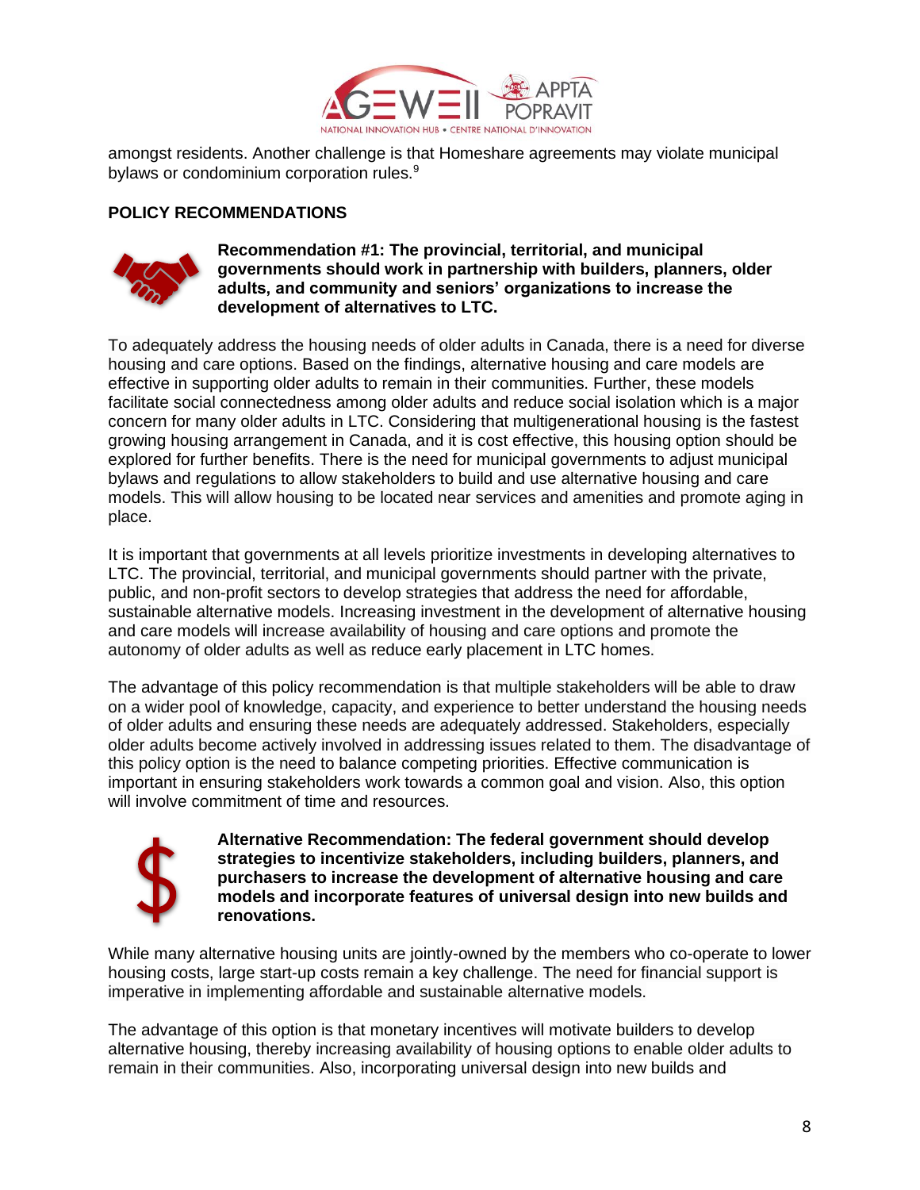amongst residents. Another challenge is that Homeshare agreements may violate municipal bylaws or condominium corporation rules.[9]

## POLICY RECOMMENDATIONS

**Recommendation #1: The provincial, territorial, and municipal governments should work in partnership with builders, planners, older adults, and community and seniors' organizations to increase the development of alternatives to LTC.**

To adequately address the housing needs of older adults in Canada, there is a need for diverse housing and care options. Based on the findings, alternative housing and care models are effective in supporting older adults to remain in their communities. Further, these models facilitate social connectedness among older adults and reduce social isolation which is a major concern for many older adults in LTC. Considering that multigenerational housing is the fastest growing housing arrangement in Canada, and it is cost effective, this housing option should be explored for further benefits. There is the need for municipal governments to adjust municipal bylaws and regulations to allow stakeholders to build and use alternative housing and care models. This will allow housing to be located near services and amenities and promote aging in place.

It is important that governments at all levels prioritize investments in developing alternatives to LTC. The provincial, territorial, and municipal governments should partner with the private, public, and non-profit sectors to develop strategies that address the need for affordable, sustainable alternative models. Increasing investment in the development of alternative housing and care models will increase availability of housing and care options and promote the autonomy of older adults as well as reduce early placement in LTC homes.

The advantage of this policy recommendation is that multiple stakeholders will be able to draw on a wider pool of knowledge, capacity, and experience to better understand the housing needs of older adults and ensuring these needs are adequately addressed. Stakeholders, especially older adults become actively involved in addressing issues related to them. The disadvantage of this policy option is the need to balance competing priorities. Effective communication is important in ensuring stakeholders work towards a common goal and vision. Also, this option will involve commitment of time and resources.

**Alternative Recommendation: The federal government should develop strategies to incentivize stakeholders, including builders, planners, and purchasers to increase the development of alternative housing and care models and incorporate features of universal design into new builds and renovations.**

While many alternative housing units are jointly-owned by the members who co-operate to lower housing costs, large start-up costs remain a key challenge. The need for financial support is imperative in implementing affordable and sustainable alternative models.

The advantage of this option is that monetary incentives will motivate builders to develop alternative housing, thereby increasing availability of housing options to enable older adults to remain in their communities. Also, incorporating universal design into new builds and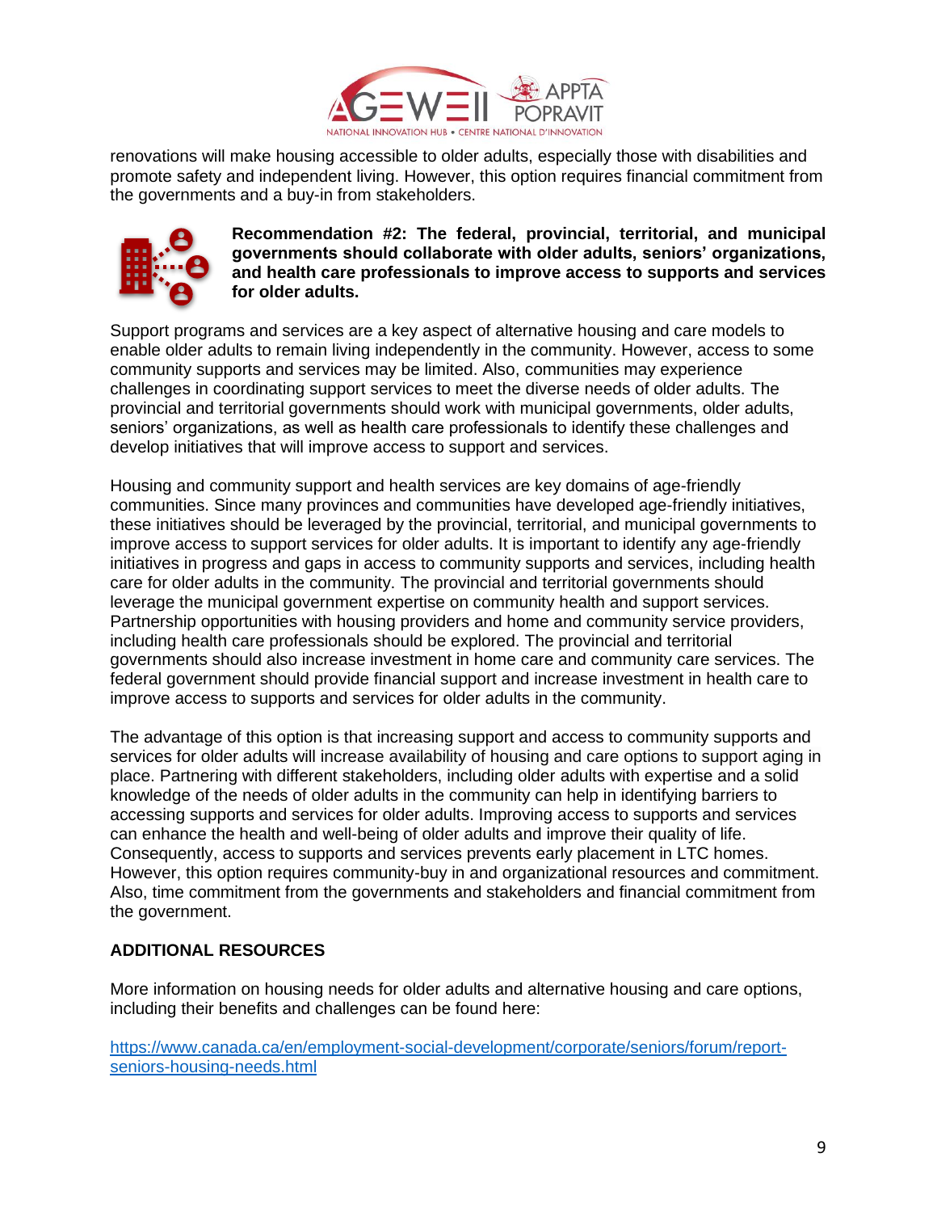renovations will make housing accessible to older adults, especially those with disabilities and promote safety and independent living. However, this option requires financial commitment from the governments and a buy-in from stakeholders.

**Recommendation #2: The federal, provincial, territorial, and municipal governments should collaborate with older adults, seniors' organizations, and health care professionals to improve access to supports and services for older adults.**

Support programs and services are a key aspect of alternative housing and care models to enable older adults to remain living independently in the community. However, access to some community supports and services may be limited. Also, communities may experience challenges in coordinating support services to meet the diverse needs of older adults. The provincial and territorial governments should work with municipal governments, older adults, seniors' organizations, as well as health care professionals to identify these challenges and develop initiatives that will improve access to support and services.

Housing and community support and health services are key domains of age-friendly communities. Since many provinces and communities have developed age-friendly initiatives, these initiatives should be leveraged by the provincial, territorial, and municipal governments to improve access to support services for older adults. It is important to identify any age-friendly initiatives in progress and gaps in access to community supports and services, including health care for older adults in the community. The provincial and territorial governments should leverage the municipal government expertise on community health and support services. Partnership opportunities with housing providers and home and community service providers, including health care professionals should be explored. The provincial and territorial governments should also increase investment in home care and community care services. The federal government should provide financial support and increase investment in health care to improve access to supports and services for older adults in the community.

The advantage of this option is that increasing support and access to community supports and services for older adults will increase availability of housing and care options to support aging in place. Partnering with different stakeholders, including older adults with expertise and a solid knowledge of the needs of older adults in the community can help in identifying barriers to accessing supports and services for older adults. Improving access to supports and services can enhance the health and well-being of older adults and improve their quality of life. Consequently, access to supports and services prevents early placement in LTC homes. However, this option requires community-buy in and organizational resources and commitment. Also, time commitment from the governments and stakeholders and financial commitment from the government.

## ADDITIONAL RESOURCES

More information on housing needs for older adults and alternative housing and care options, including their benefits and challenges can be found here:

https://www.canada.ca/en/employment-social-development/corporate/seniors/forum/report-seniors-housing-needs.html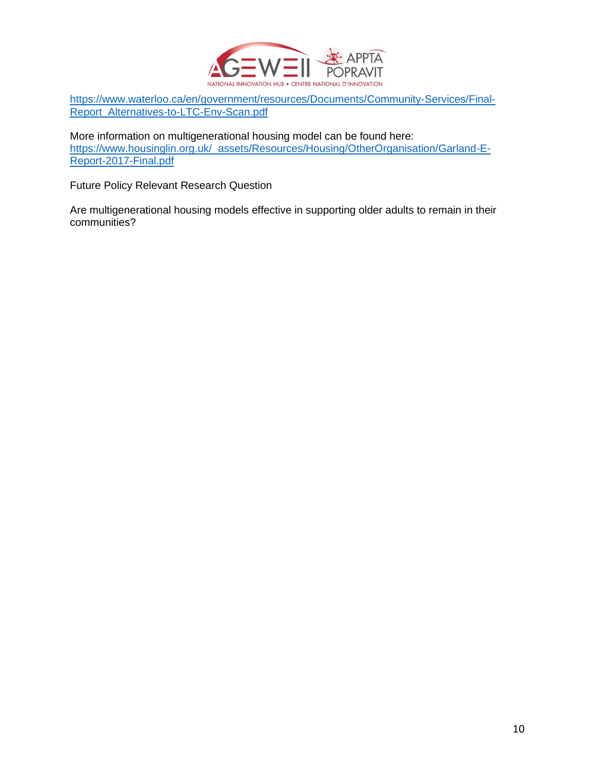https://www.waterloo.ca/en/government/resources/Documents/Community-Services/Final-Report_Alternatives-to-LTC-Env-Scan.pdf

More information on multigenerational housing model can be found here:
https://www.housinglin.org.uk/_assets/Resources/Housing/OtherOrganisation/Garland-E-Report-2017-Final.pdf

Future Policy Relevant Research Question

Are multigenerational housing models effective in supporting older adults to remain in their communities?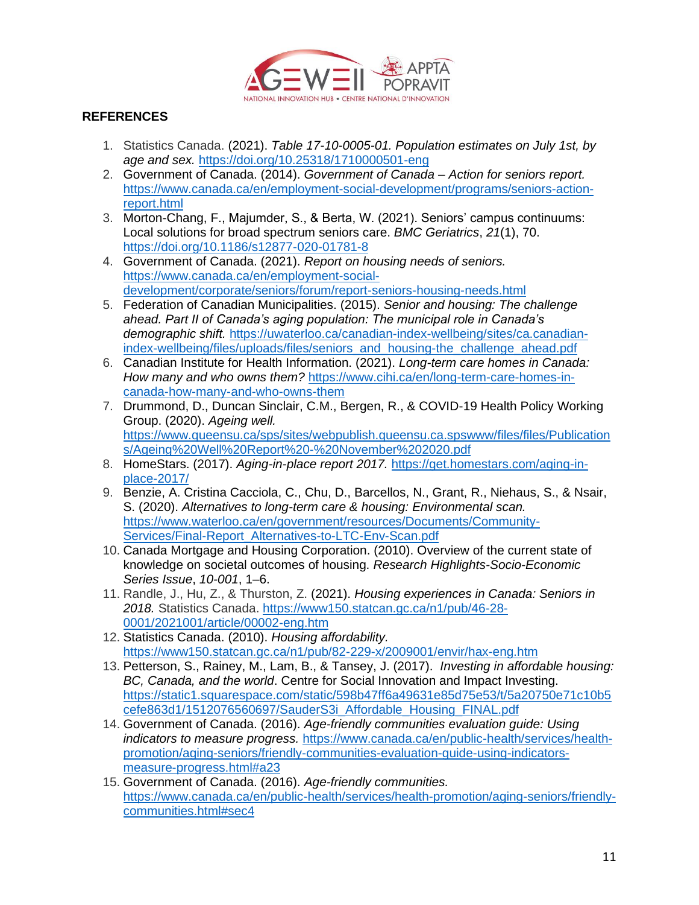## REFERENCES

1. Statistics Canada. (2021). *Table 17-10-0005-01. Population estimates on July 1st, by age and sex.* https://doi.org/10.25318/1710000501-eng
2. Government of Canada. (2014). *Government of Canada – Action for seniors report.* https://www.canada.ca/en/employment-social-development/programs/seniors-action-report.html
3. Morton-Chang, F., Majumder, S., & Berta, W. (2021). Seniors' campus continuums: Local solutions for broad spectrum seniors care. *BMC Geriatrics*, *21*(1), 70. https://doi.org/10.1186/s12877-020-01781-8
4. Government of Canada. (2021). *Report on housing needs of seniors.* https://www.canada.ca/en/employment-social-development/corporate/seniors/forum/report-seniors-housing-needs.html
5. Federation of Canadian Municipalities. (2015). *Senior and housing: The challenge ahead. Part II of Canada's aging population: The municipal role in Canada's demographic shift.* https://uwaterloo.ca/canadian-index-wellbeing/sites/ca.canadian-index-wellbeing/files/uploads/files/seniors_and_housing-the_challenge_ahead.pdf
6. Canadian Institute for Health Information. (2021). *Long-term care homes in Canada: How many and who owns them?* https://www.cihi.ca/en/long-term-care-homes-in-canada-how-many-and-who-owns-them
7. Drummond, D., Duncan Sinclair, C.M., Bergen, R., & COVID-19 Health Policy Working Group. (2020). *Ageing well.* https://www.queensu.ca/sps/sites/webpublish.queensu.ca.spswww/files/files/Publications/Ageing%20Well%20Report%20-%20November%202020.pdf
8. HomeStars. (2017). *Aging-in-place report 2017.* https://get.homestars.com/aging-in-place-2017/
9. Benzie, A. Cristina Cacciola, C., Chu, D., Barcellos, N., Grant, R., Niehaus, S., & Nsair, S. (2020). *Alternatives to long-term care & housing: Environmental scan.* https://www.waterloo.ca/en/government/resources/Documents/Community-Services/Final-Report_Alternatives-to-LTC-Env-Scan.pdf
10. Canada Mortgage and Housing Corporation. (2010). Overview of the current state of knowledge on societal outcomes of housing. *Research Highlights-Socio-Economic Series Issue*, *10-001*, 1–6.
11. Randle, J., Hu, Z., & Thurston, Z. (2021). *Housing experiences in Canada: Seniors in 2018.* Statistics Canada. https://www150.statcan.gc.ca/n1/pub/46-28-0001/2021001/article/00002-eng.htm
12. Statistics Canada. (2010). *Housing affordability.* https://www150.statcan.gc.ca/n1/pub/82-229-x/2009001/envir/hax-eng.htm
13. Petterson, S., Rainey, M., Lam, B., & Tansey, J. (2017). *Investing in affordable housing: BC, Canada, and the world*. Centre for Social Innovation and Impact Investing. https://static1.squarespace.com/static/598b47ff6a49631e85d75e53/t/5a20750e71c10b5cefe863d1/1512076560697/SauderS3i_Affordable_Housing_FINAL.pdf
14. Government of Canada. (2016). *Age-friendly communities evaluation guide: Using indicators to measure progress.* https://www.canada.ca/en/public-health/services/health-promotion/aging-seniors/friendly-communities-evaluation-guide-using-indicators-measure-progress.html#a23
15. Government of Canada. (2016). *Age-friendly communities.* https://www.canada.ca/en/public-health/services/health-promotion/aging-seniors/friendly-communities.html#sec4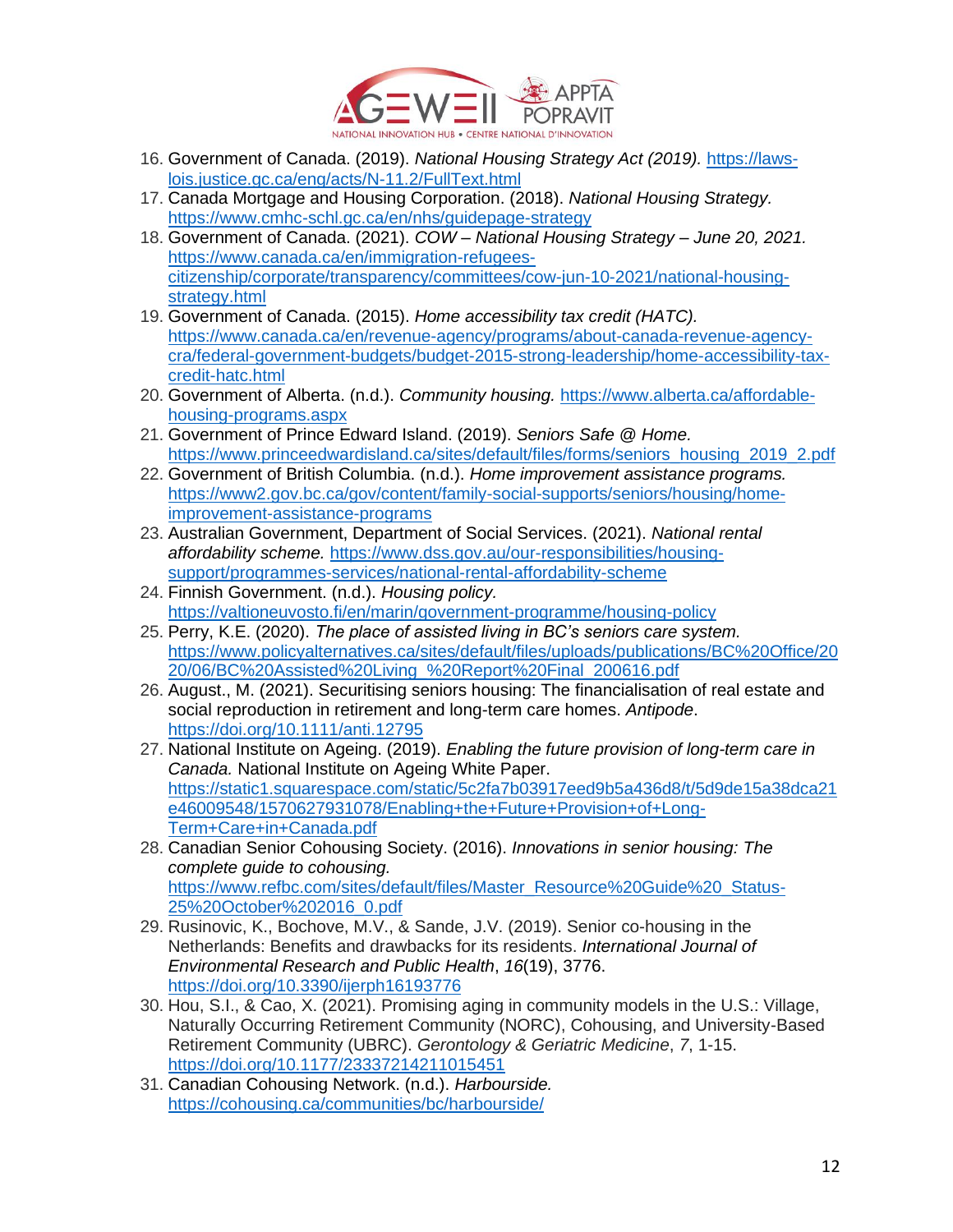16. Government of Canada. (2019). *National Housing Strategy Act (2019).* https://laws-lois.justice.gc.ca/eng/acts/N-11.2/FullText.html
17. Canada Mortgage and Housing Corporation. (2018). *National Housing Strategy.* https://www.cmhc-schl.gc.ca/en/nhs/guidepage-strategy
18. Government of Canada. (2021). *COW – National Housing Strategy – June 20, 2021.* https://www.canada.ca/en/immigration-refugees-citizenship/corporate/transparency/committees/cow-jun-10-2021/national-housing-strategy.html
19. Government of Canada. (2015). *Home accessibility tax credit (HATC).* https://www.canada.ca/en/revenue-agency/programs/about-canada-revenue-agency-cra/federal-government-budgets/budget-2015-strong-leadership/home-accessibility-tax-credit-hatc.html
20. Government of Alberta. (n.d.). *Community housing.* https://www.alberta.ca/affordable-housing-programs.aspx
21. Government of Prince Edward Island. (2019). *Seniors Safe @ Home.* https://www.princeedwardisland.ca/sites/default/files/forms/seniors_housing_2019_2.pdf
22. Government of British Columbia. (n.d.). *Home improvement assistance programs.* https://www2.gov.bc.ca/gov/content/family-social-supports/seniors/housing/home-improvement-assistance-programs
23. Australian Government, Department of Social Services. (2021). *National rental affordability scheme.* https://www.dss.gov.au/our-responsibilities/housing-support/programmes-services/national-rental-affordability-scheme
24. Finnish Government. (n.d.). *Housing policy.* https://valtioneuvosto.fi/en/marin/government-programme/housing-policy
25. Perry, K.E. (2020). *The place of assisted living in BC's seniors care system.* https://www.policyalternatives.ca/sites/default/files/uploads/publications/BC%20Office/2020/06/BC%20Assisted%20Living_%20Report%20Final_200616.pdf
26. August., M. (2021). Securitising seniors housing: The financialisation of real estate and social reproduction in retirement and long-term care homes. *Antipode*. https://doi.org/10.1111/anti.12795
27. National Institute on Ageing. (2019). *Enabling the future provision of long-term care in Canada.* National Institute on Ageing White Paper. https://static1.squarespace.com/static/5c2fa7b03917eed9b5a436d8/t/5d9de15a38dca21e46009548/1570627931078/Enabling+the+Future+Provision+of+Long-Term+Care+in+Canada.pdf
28. Canadian Senior Cohousing Society. (2016). *Innovations in senior housing: The complete guide to cohousing.* https://www.refbc.com/sites/default/files/Master_Resource%20Guide%20_Status-25%20October%202016_0.pdf
29. Rusinovic, K., Bochove, M.V., & Sande, J.V. (2019). Senior co-housing in the Netherlands: Benefits and drawbacks for its residents. *International Journal of Environmental Research and Public Health*, *16*(19), 3776. https://doi.org/10.3390/ijerph16193776
30. Hou, S.I., & Cao, X. (2021). Promising aging in community models in the U.S.: Village, Naturally Occurring Retirement Community (NORC), Cohousing, and University-Based Retirement Community (UBRC). *Gerontology & Geriatric Medicine*, *7*, 1-15. https://doi.org/10.1177/23337214211015451
31. Canadian Cohousing Network. (n.d.). *Harbourside.* https://cohousing.ca/communities/bc/harbourside/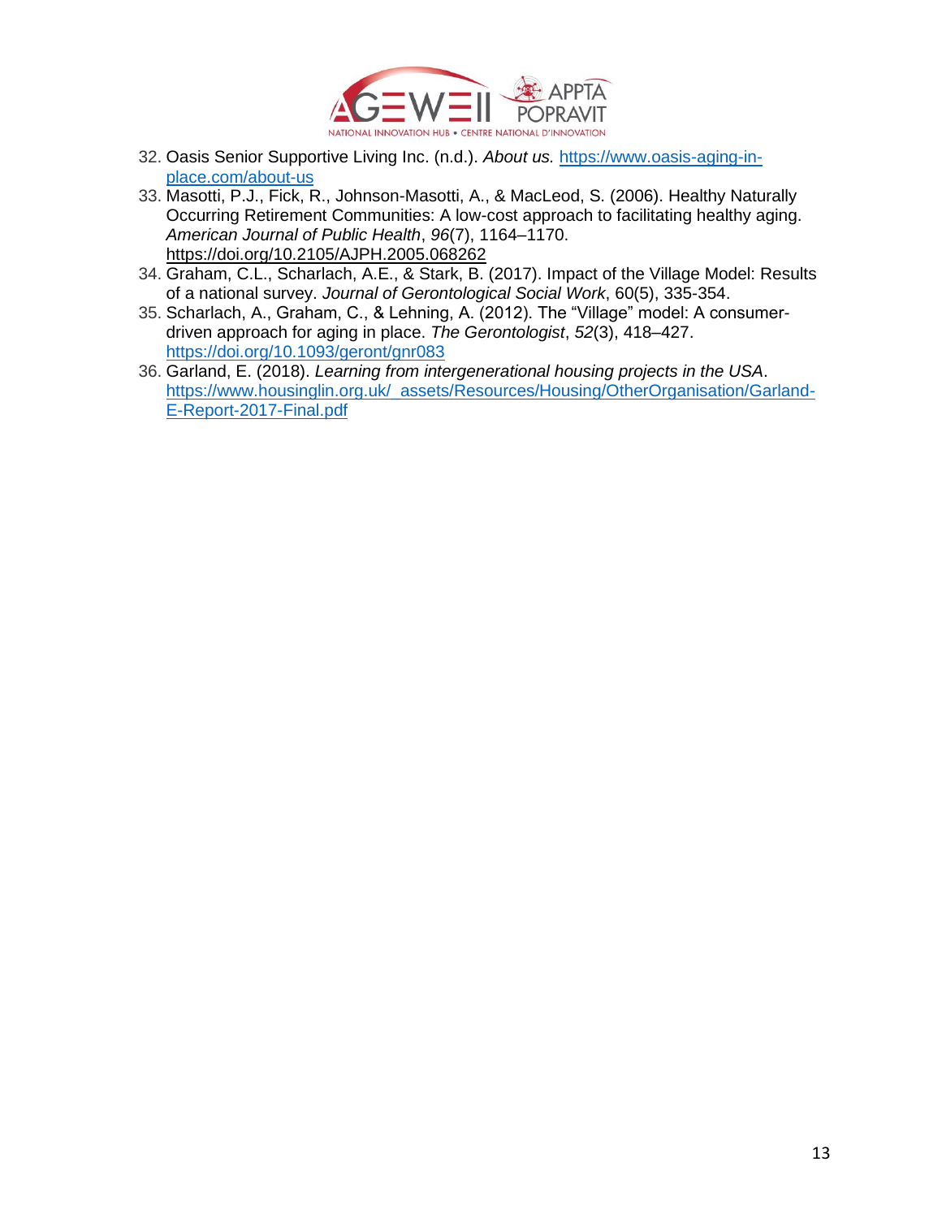32. Oasis Senior Supportive Living Inc. (n.d.). *About us.* https://www.oasis-aging-in-place.com/about-us
33. Masotti, P.J., Fick, R., Johnson-Masotti, A., & MacLeod, S. (2006). Healthy Naturally Occurring Retirement Communities: A low-cost approach to facilitating healthy aging. *American Journal of Public Health*, *96*(7), 1164–1170. https://doi.org/10.2105/AJPH.2005.068262
34. Graham, C.L., Scharlach, A.E., & Stark, B. (2017). Impact of the Village Model: Results of a national survey. *Journal of Gerontological Social Work*, 60(5), 335-354.
35. Scharlach, A., Graham, C., & Lehning, A. (2012). The “Village” model: A consumer-driven approach for aging in place. *The Gerontologist*, *52*(3), 418–427. https://doi.org/10.1093/geront/gnr083
36. Garland, E. (2018). *Learning from intergenerational housing projects in the USA*. https://www.housinglin.org.uk/_assets/Resources/Housing/OtherOrganisation/Garland-E-Report-2017-Final.pdf